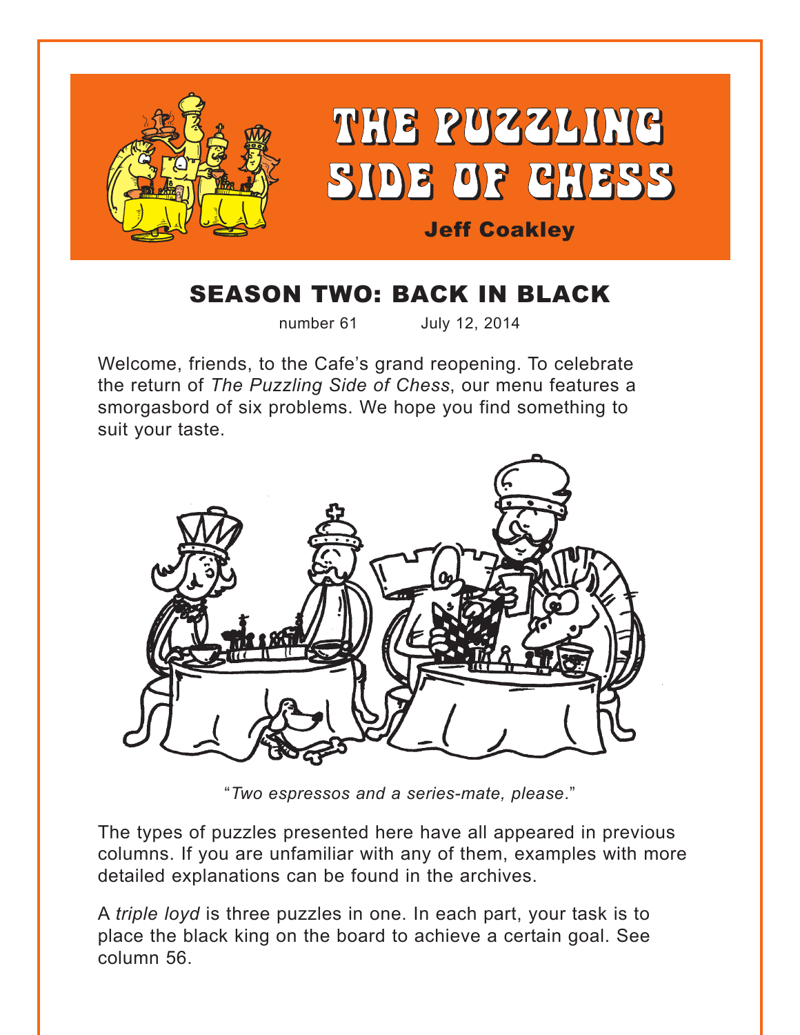# THE PUZZLING SIDE OF CHESS

Jeff Coakley

## SEASON TWO: BACK IN BLACK

number 61 July 12, 2014

Welcome, friends, to the Cafe's grand reopening. To celebrate the return of *The Puzzling Side of Chess*, our menu features a smorgasbord of six problems. We hope you find something to suit your taste.

"*Two espressos and a series-mate, please*."

The types of puzzles presented here have all appeared in previous columns. If you are unfamiliar with any of them, examples with more detailed explanations can be found in the archives.

A *triple loyd* is three puzzles in one. In each part, your task is to place the black king on the board to achieve a certain goal. See column 56.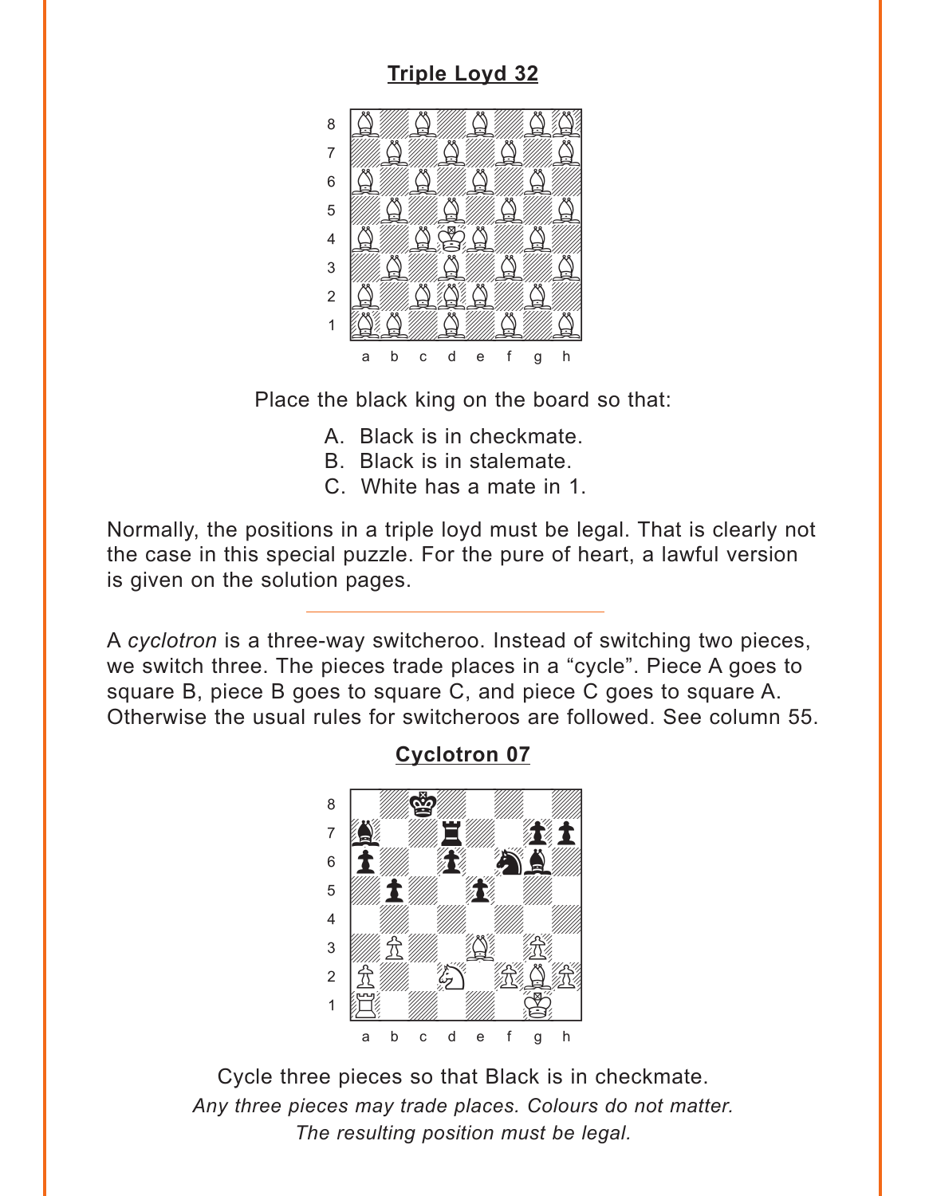## Triple Loyd 32

Place the black king on the board so that:

A. Black is in checkmate.
B. Black is in stalemate.
C. White has a mate in 1.

Normally, the positions in a triple loyd must be legal. That is clearly not the case in this special puzzle. For the pure of heart, a lawful version is given on the solution pages.

---

A *cyclotron* is a three-way switcheroo. Instead of switching two pieces, we switch three. The pieces trade places in a "cycle". Piece A goes to square B, piece B goes to square C, and piece C goes to square A. Otherwise the usual rules for switcheroos are followed. See column 55.

## Cyclotron 07

Cycle three pieces so that Black is in checkmate.

*Any three pieces may trade places. Colours do not matter.*
*The resulting position must be legal.*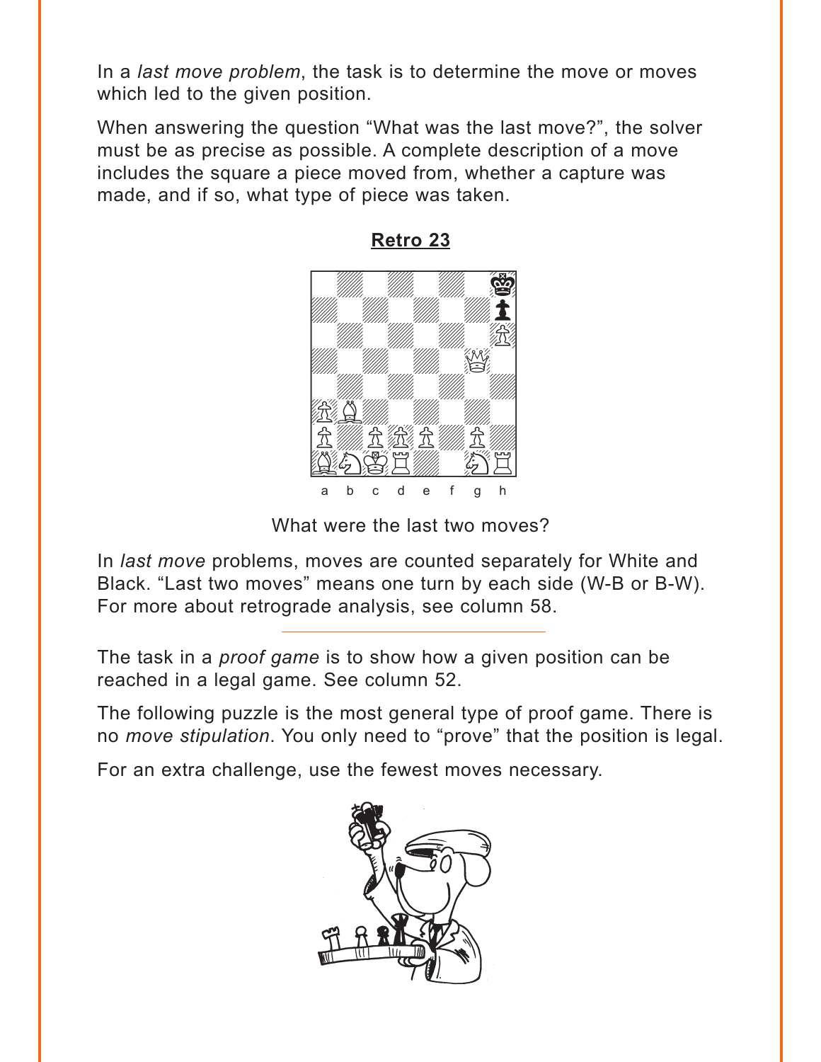In a *last move problem*, the task is to determine the move or moves which led to the given position.

When answering the question "What was the last move?", the solver must be as precise as possible. A complete description of a move includes the square a piece moved from, whether a capture was made, and if so, what type of piece was taken.

## Retro 23

a b c d e f g h

What were the last two moves?

In *last move* problems, moves are counted separately for White and Black. "Last two moves" means one turn by each side (W-B or B-W). For more about retrograde analysis, see column 58.

---

The task in a *proof game* is to show how a given position can be reached in a legal game. See column 52.

The following puzzle is the most general type of proof game. There is no *move stipulation*. You only need to "prove" that the position is legal.

For an extra challenge, use the fewest moves necessary.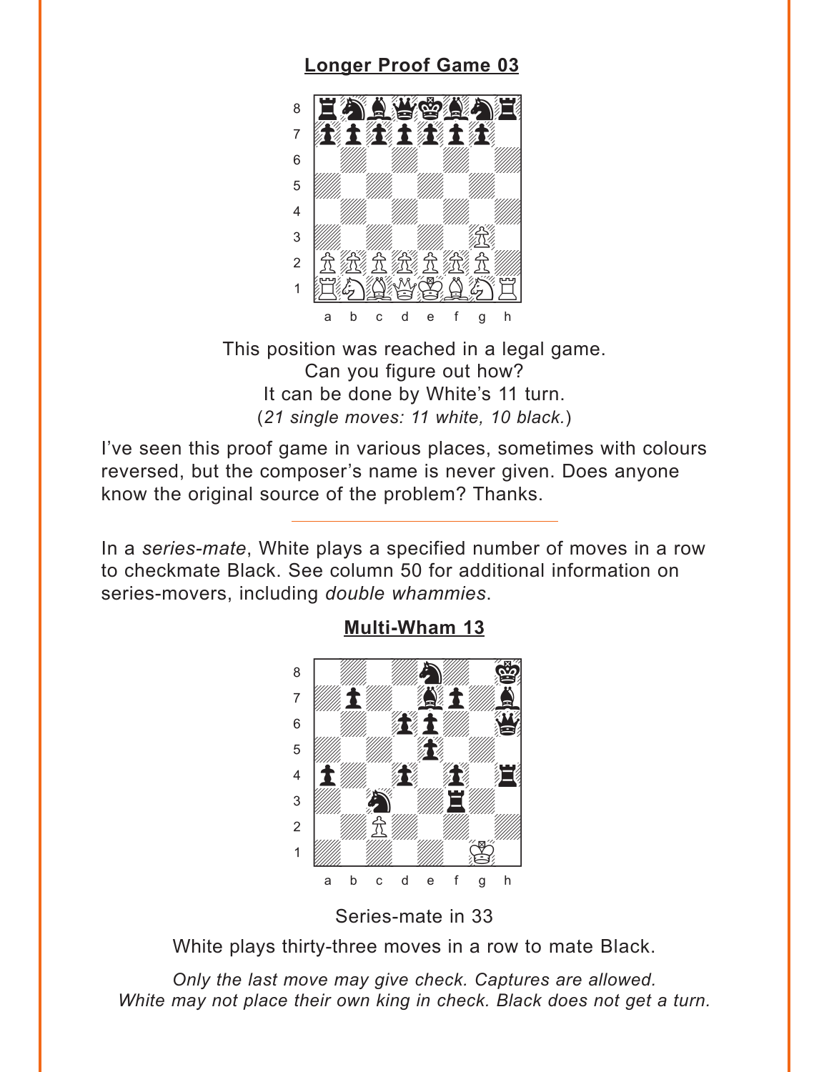## Longer Proof Game 03

This position was reached in a legal game.
Can you figure out how?
It can be done by White's 11 turn.
(*21 single moves: 11 white, 10 black.*)

I've seen this proof game in various places, sometimes with colours reversed, but the composer's name is never given. Does anyone know the original source of the problem? Thanks.

---

In a *series-mate*, White plays a specified number of moves in a row to checkmate Black. See column 50 for additional information on series-movers, including *double whammies*.

## Multi-Wham 13

Series-mate in 33

White plays thirty-three moves in a row to mate Black.

*Only the last move may give check. Captures are allowed.*
*White may not place their own king in check. Black does not get a turn.*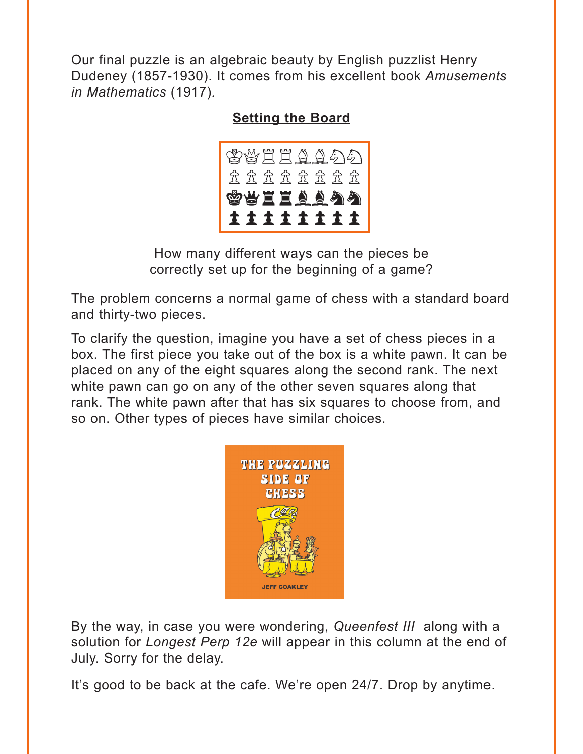Our final puzzle is an algebraic beauty by English puzzlist Henry Dudeney (1857-1930). It comes from his excellent book *Amusements in Mathematics* (1917).

**Setting the Board**

♔♕♖♖♗♗♘♘
♙♙♙♙♙♙♙♙
♚♛♜♜♝♝♞♞
♟♟♟♟♟♟♟♟

How many different ways can the pieces be correctly set up for the beginning of a game?

The problem concerns a normal game of chess with a standard board and thirty-two pieces.

To clarify the question, imagine you have a set of chess pieces in a box. The first piece you take out of the box is a white pawn. It can be placed on any of the eight squares along the second rank. The next white pawn can go on any of the other seven squares along that rank. The white pawn after that has six squares to choose from, and so on. Other types of pieces have similar choices.

THE PUZZLING SIDE OF CHESS

JEFF COAKLEY

By the way, in case you were wondering, *Queenfest III* along with a solution for *Longest Perp 12e* will appear in this column at the end of July. Sorry for the delay.

It's good to be back at the cafe. We're open 24/7. Drop by anytime.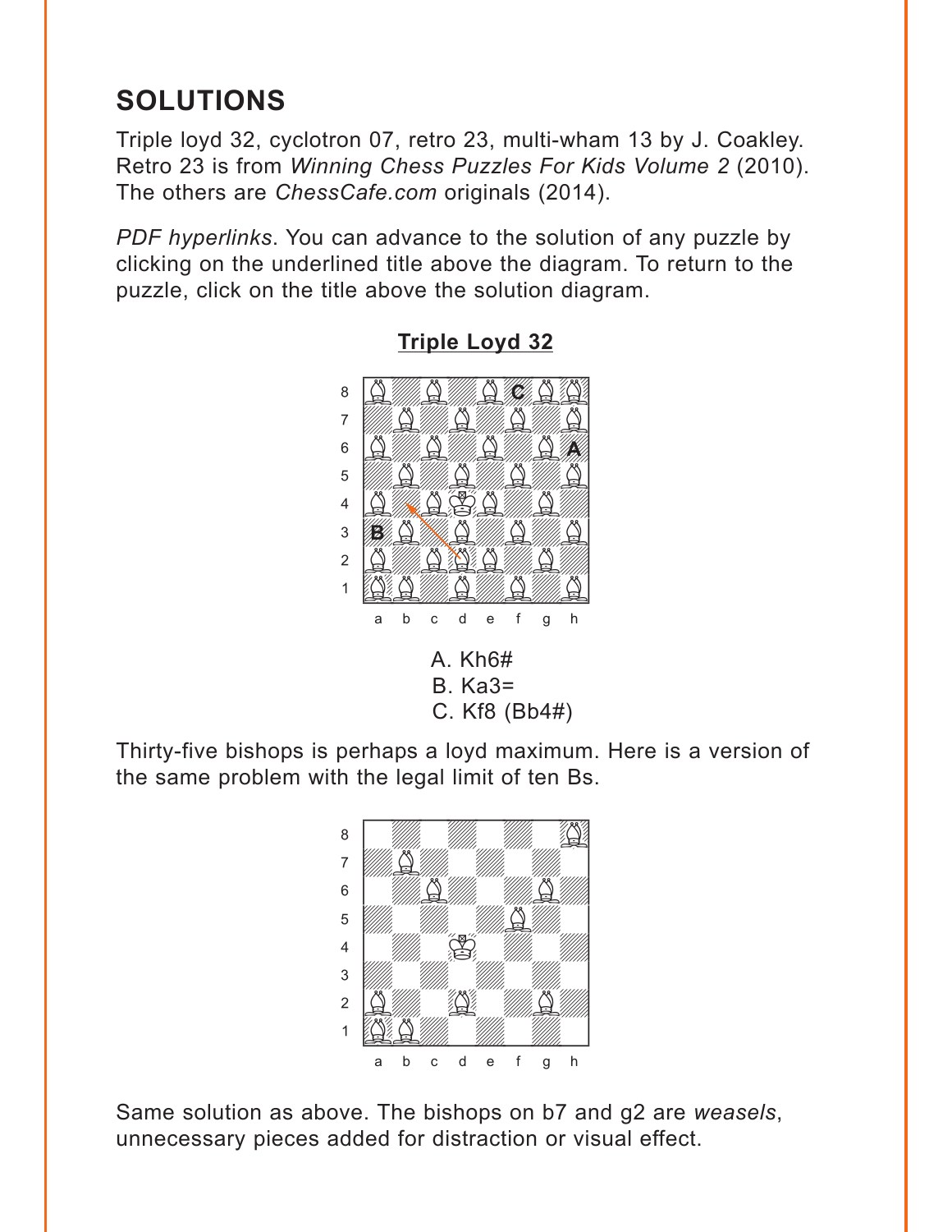## SOLUTIONS

Triple loyd 32, cyclotron 07, retro 23, multi-wham 13 by J. Coakley. Retro 23 is from *Winning Chess Puzzles For Kids Volume 2* (2010). The others are *ChessCafe.com* originals (2014).

*PDF hyperlinks*. You can advance to the solution of any puzzle by clicking on the underlined title above the diagram. To return to the puzzle, click on the title above the solution diagram.

### Triple Loyd 32

A. Kh6#
B. Ka3=
C. Kf8 (Bb4#)

Thirty-five bishops is perhaps a loyd maximum. Here is a version of the same problem with the legal limit of ten Bs.

Same solution as above. The bishops on b7 and g2 are *weasels*, unnecessary pieces added for distraction or visual effect.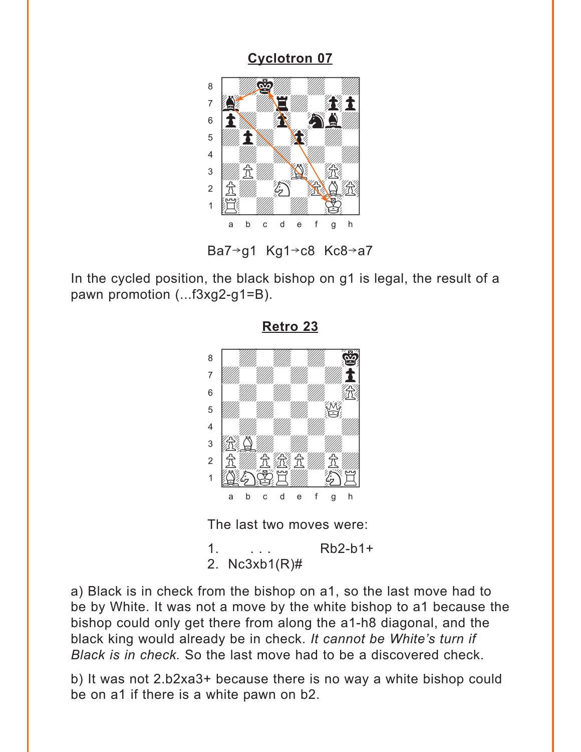## Cyclotron 07

Ba7→g1  Kg1→c8  Kc8→a7

In the cycled position, the black bishop on g1 is legal, the result of a pawn promotion (...f3xg2-g1=B).

## Retro 23

The last two moves were:

1.   . . .   Rb2-b1+
2. Nc3xb1(R)#

a) Black is in check from the bishop on a1, so the last move had to be by White. It was not a move by the white bishop to a1 because the bishop could only get there from along the a1-h8 diagonal, and the black king would already be in check. *It cannot be White's turn if Black is in check.* So the last move had to be a discovered check.

b) It was not 2.b2xa3+ because there is no way a white bishop could be on a1 if there is a white pawn on b2.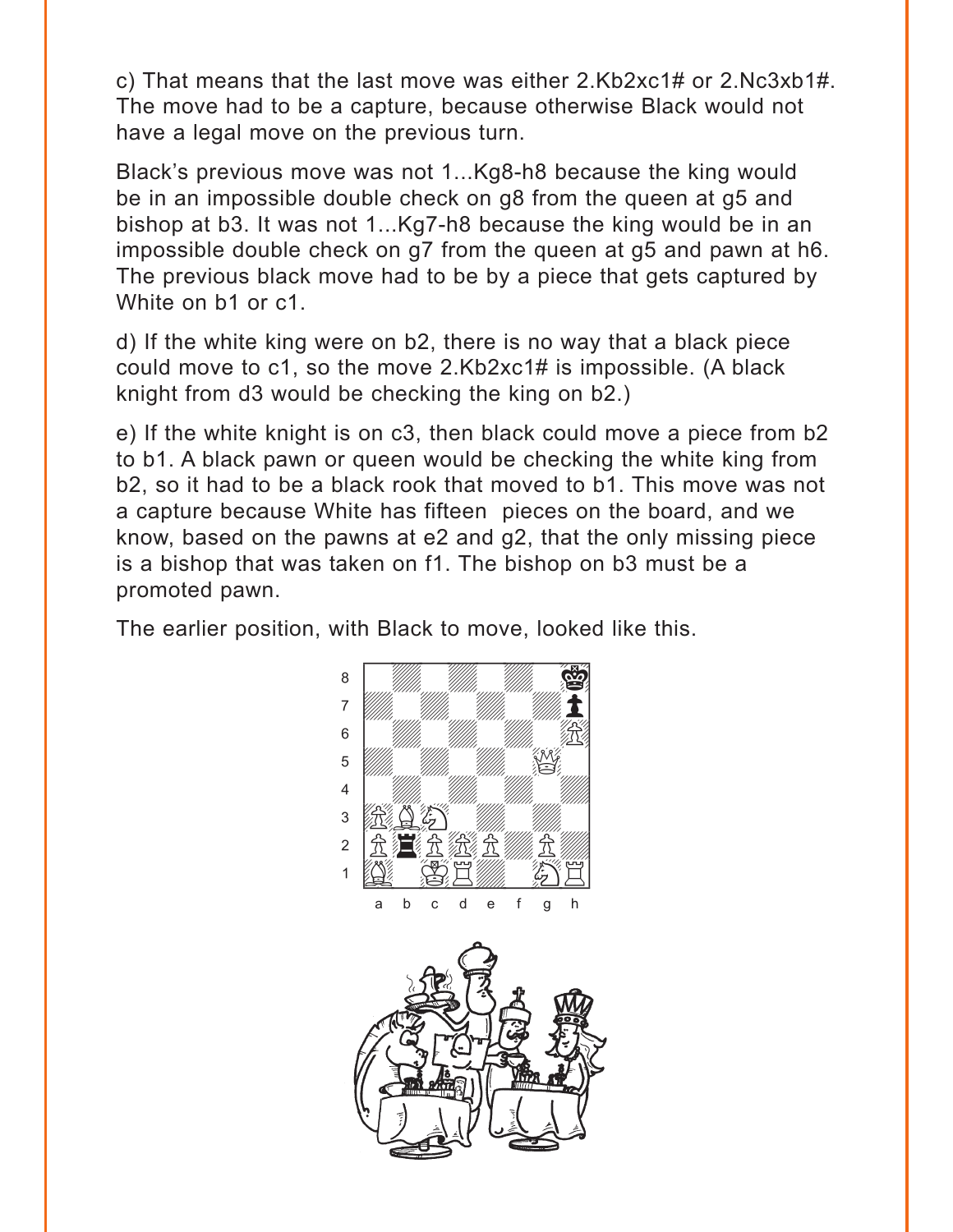c) That means that the last move was either 2.Kb2xc1# or 2.Nc3xb1#. The move had to be a capture, because otherwise Black would not have a legal move on the previous turn.

Black's previous move was not 1...Kg8-h8 because the king would be in an impossible double check on g8 from the queen at g5 and bishop at b3. It was not 1...Kg7-h8 because the king would be in an impossible double check on g7 from the queen at g5 and pawn at h6. The previous black move had to be by a piece that gets captured by White on b1 or c1.

d) If the white king were on b2, there is no way that a black piece could move to c1, so the move 2.Kb2xc1# is impossible. (A black knight from d3 would be checking the king on b2.)

e) If the white knight is on c3, then black could move a piece from b2 to b1. A black pawn or queen would be checking the white king from b2, so it had to be a black rook that moved to b1. This move was not a capture because White has fifteen pieces on the board, and we know, based on the pawns at e2 and g2, that the only missing piece is a bishop that was taken on f1. The bishop on b3 must be a promoted pawn.

The earlier position, with Black to move, looked like this.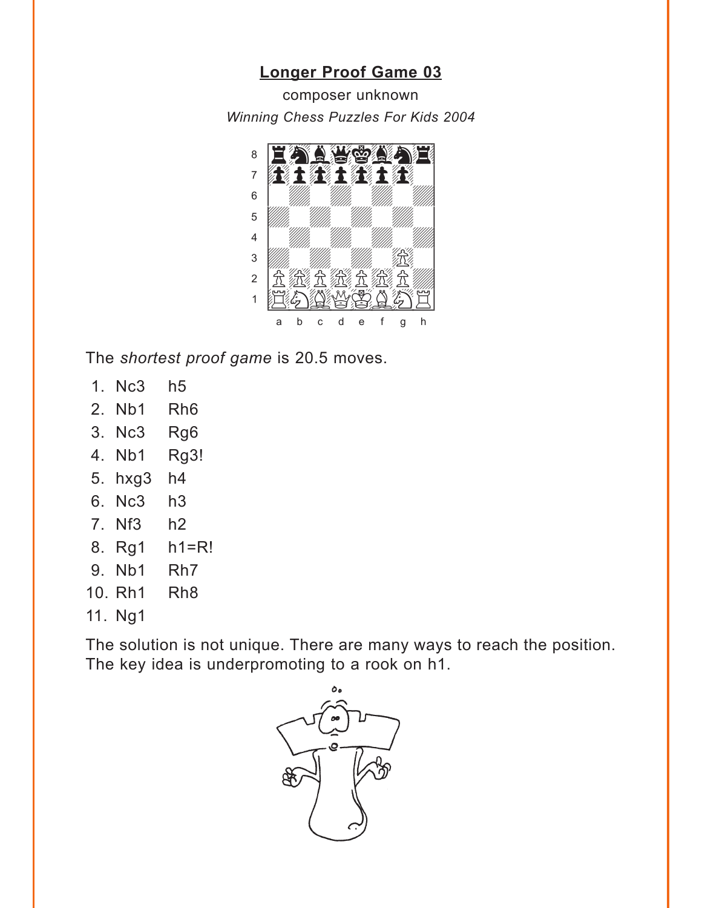## Longer Proof Game 03

composer unknown

*Winning Chess Puzzles For Kids 2004*

The *shortest proof game* is 20.5 moves.

1. Nc3 h5
2. Nb1 Rh6
3. Nc3 Rg6
4. Nb1 Rg3!
5. hxg3 h4
6. Nc3 h3
7. Nf3 h2
8. Rg1 h1=R!
9. Nb1 Rh7
10. Rh1 Rh8
11. Ng1

The solution is not unique. There are many ways to reach the position. The key idea is underpromoting to a rook on h1.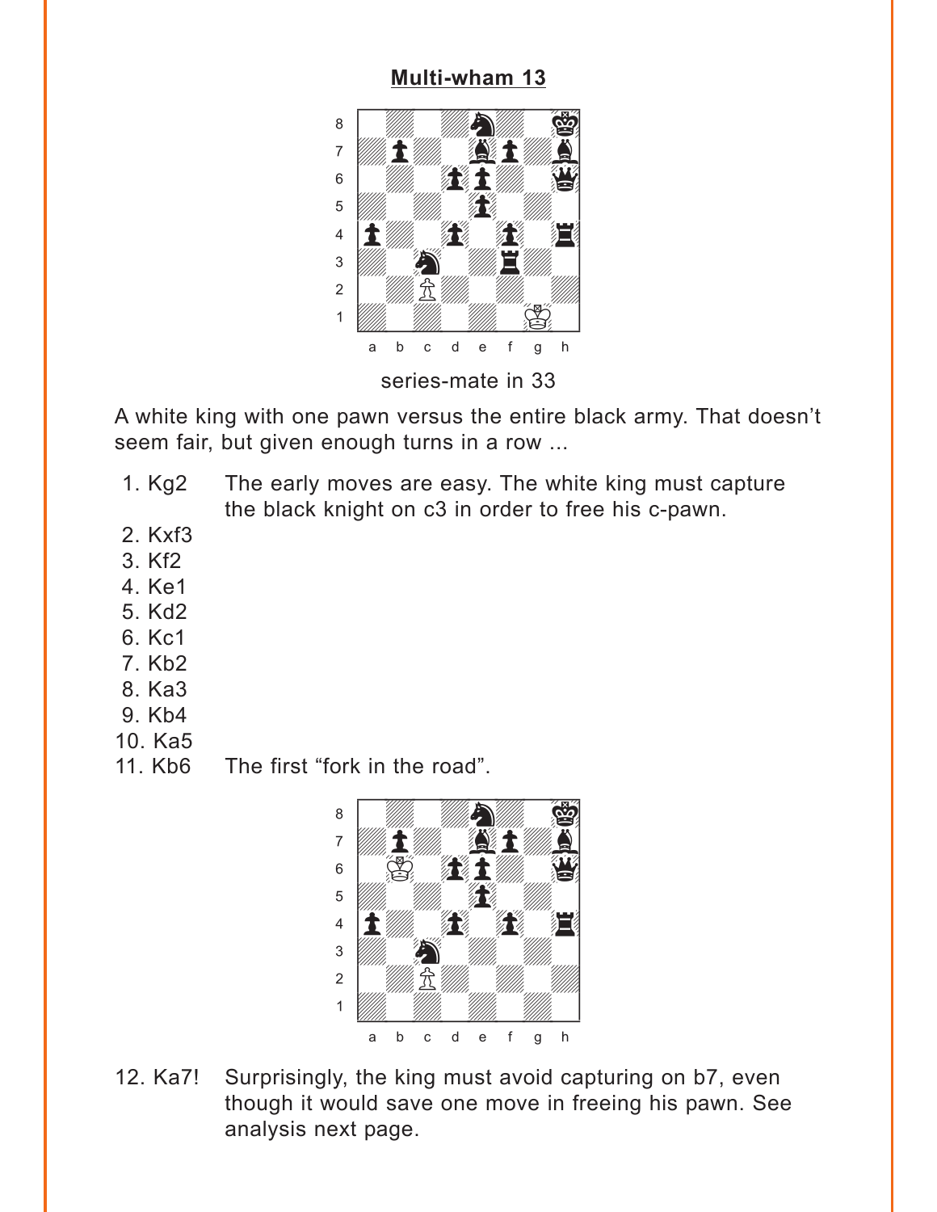**Multi-wham 13**

series-mate in 33

A white king with one pawn versus the entire black army. That doesn't seem fair, but given enough turns in a row ...

1. Kg2 The early moves are easy. The white king must capture the black knight on c3 in order to free his c-pawn.
2. Kxf3
3. Kf2
4. Ke1
5. Kd2
6. Kc1
7. Kb2
8. Ka3
9. Kb4
10. Ka5
11. Kb6 The first "fork in the road".

12. Ka7! Surprisingly, the king must avoid capturing on b7, even though it would save one move in freeing his pawn. See analysis next page.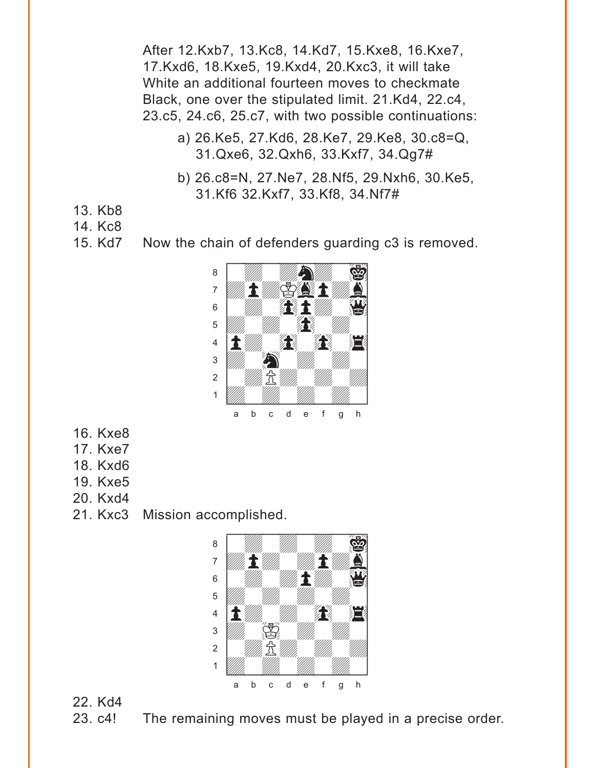After 12.Kxb7, 13.Kc8, 14.Kd7, 15.Kxe8, 16.Kxe7, 17.Kxd6, 18.Kxe5, 19.Kxd4, 20.Kxc3, it will take White an additional fourteen moves to checkmate Black, one over the stipulated limit. 21.Kd4, 22.c4, 23.c5, 24.c6, 25.c7, with two possible continuations:

a) 26.Ke5, 27.Kd6, 28.Ke7, 29.Ke8, 30.c8=Q, 31.Qxe6, 32.Qxh6, 33.Kxf7, 34.Qg7#

b) 26.c8=N, 27.Ne7, 28.Nf5, 29.Nxh6, 30.Ke5, 31.Kf6 32.Kxf7, 33.Kf8, 34.Nf7#

13. Kb8
14. Kc8
15. Kd7 Now the chain of defenders guarding c3 is removed.

16. Kxe8
17. Kxe7
18. Kxd6
19. Kxe5
20. Kxd4
21. Kxc3 Mission accomplished.

22. Kd4
23. c4! The remaining moves must be played in a precise order.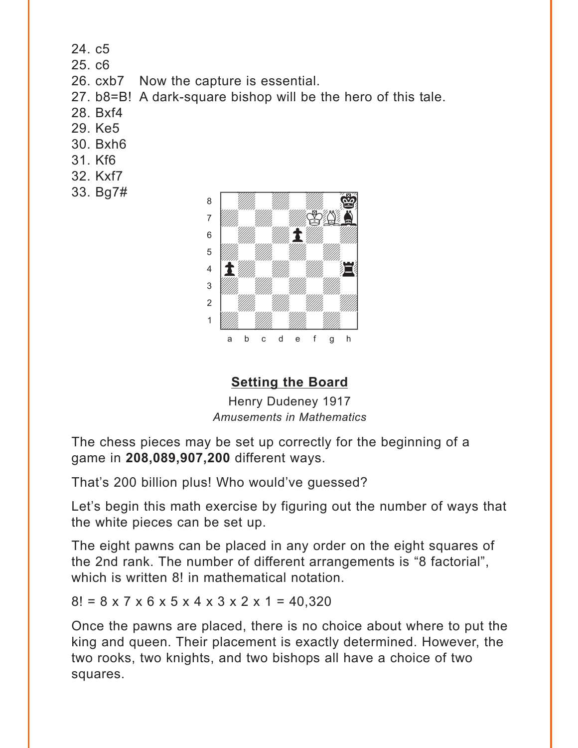24. c5
25. c6
26. cxb7 Now the capture is essential.
27. b8=B! A dark-square bishop will be the hero of this tale.
28. Bxf4
29. Ke5
30. Bxh6
31. Kf6
32. Kxf7
33. Bg7#

## Setting the Board

Henry Dudeney 1917
*Amusements in Mathematics*

The chess pieces may be set up correctly for the beginning of a game in **208,089,907,200** different ways.

That's 200 billion plus! Who would've guessed?

Let's begin this math exercise by figuring out the number of ways that the white pieces can be set up.

The eight pawns can be placed in any order on the eight squares of the 2nd rank. The number of different arrangements is "8 factorial", which is written 8! in mathematical notation.

$8! = 8 \times 7 \times 6 \times 5 \times 4 \times 3 \times 2 \times 1 = 40{,}320$

Once the pawns are placed, there is no choice about where to put the king and queen. Their placement is exactly determined. However, the two rooks, two knights, and two bishops all have a choice of two squares.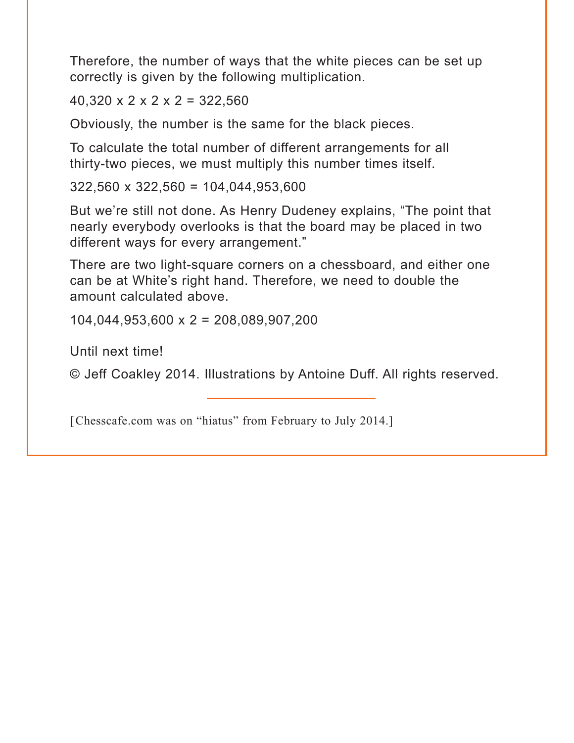Therefore, the number of ways that the white pieces can be set up correctly is given by the following multiplication.

40,320 x 2 x 2 x 2 = 322,560

Obviously, the number is the same for the black pieces.

To calculate the total number of different arrangements for all thirty-two pieces, we must multiply this number times itself.

322,560 x 322,560 = 104,044,953,600

But we're still not done. As Henry Dudeney explains, "The point that nearly everybody overlooks is that the board may be placed in two different ways for every arrangement."

There are two light-square corners on a chessboard, and either one can be at White's right hand. Therefore, we need to double the amount calculated above.

104,044,953,600 x 2 = 208,089,907,200

Until next time!

© Jeff Coakley 2014. Illustrations by Antoine Duff. All rights reserved.

---

[Chesscafe.com was on "hiatus" from February to July 2014.]